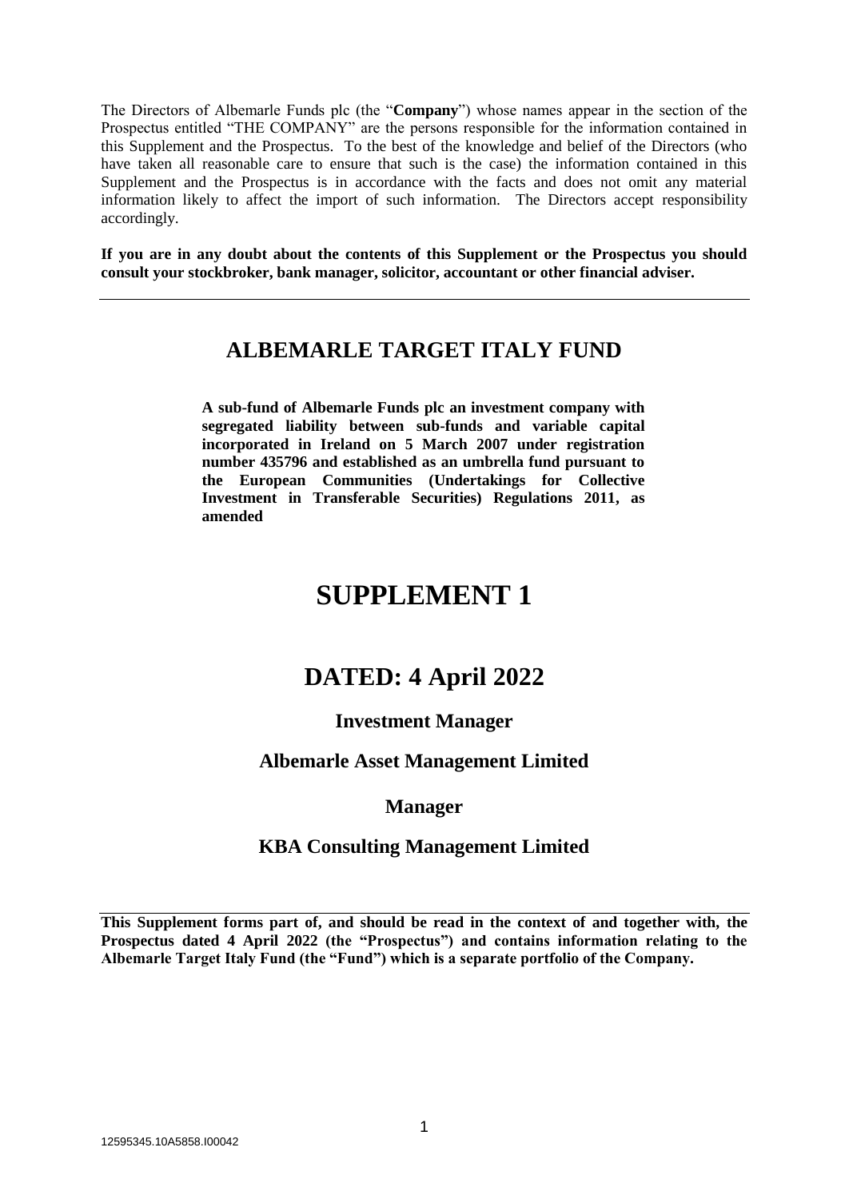The Directors of Albemarle Funds plc (the "**Company**") whose names appear in the section of the Prospectus entitled "THE COMPANY" are the persons responsible for the information contained in this Supplement and the Prospectus. To the best of the knowledge and belief of the Directors (who have taken all reasonable care to ensure that such is the case) the information contained in this Supplement and the Prospectus is in accordance with the facts and does not omit any material information likely to affect the import of such information. The Directors accept responsibility accordingly.

**If you are in any doubt about the contents of this Supplement or the Prospectus you should consult your stockbroker, bank manager, solicitor, accountant or other financial adviser.**

---

## ALBEMARLE TARGET ITALY FUND

**A sub-fund of Albemarle Funds plc an investment company with segregated liability between sub-funds and variable capital incorporated in Ireland on 5 March 2007 under registration number 435796 and established as an umbrella fund pursuant to the European Communities (Undertakings for Collective Investment in Transferable Securities) Regulations 2011, as amended**

# SUPPLEMENT 1

## DATED: 4 April 2022

### Investment Manager

### Albemarle Asset Management Limited

### Manager

### KBA Consulting Management Limited

---

**This Supplement forms part of, and should be read in the context of and together with, the Prospectus dated 4 April 2022 (the "Prospectus") and contains information relating to the Albemarle Target Italy Fund (the "Fund") which is a separate portfolio of the Company.**

12595345.10A5858.I00042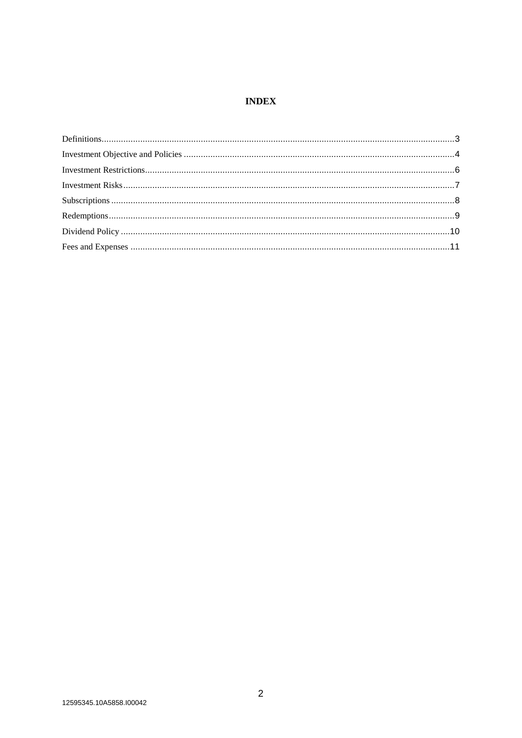# INDEX

Definitions................................................................................................................................3
Investment Objective and Policies ...............................................................................................4
Investment Restrictions..............................................................................................................6
Investment Risks.......................................................................................................................7
Subscriptions ...........................................................................................................................8
Redemptions.............................................................................................................................9
Dividend Policy .......................................................................................................................10
Fees and Expenses ..................................................................................................................11

12595345.10A5858.I00042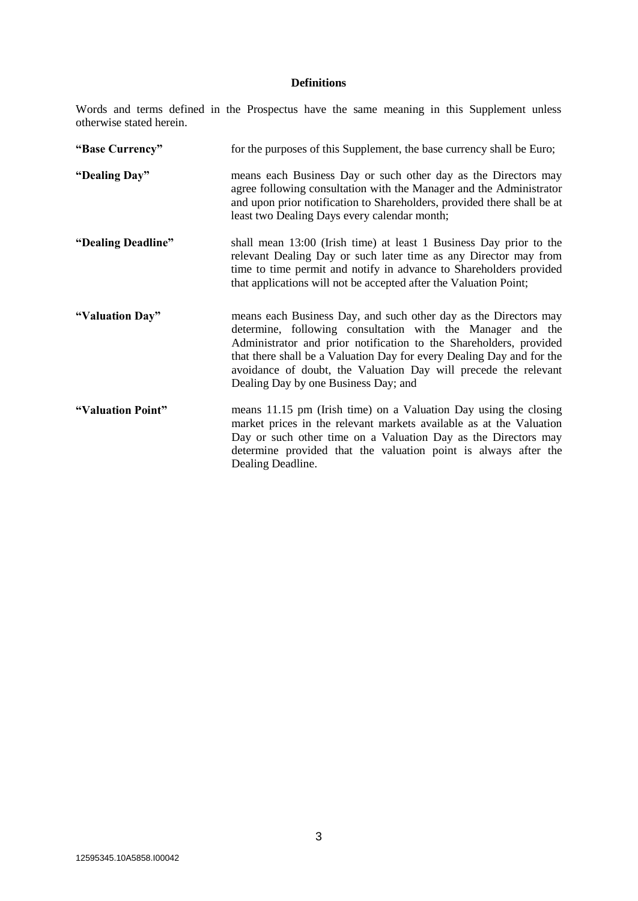### Definitions

Words and terms defined in the Prospectus have the same meaning in this Supplement unless otherwise stated herein.

**"Base Currency"** for the purposes of this Supplement, the base currency shall be Euro;

**"Dealing Day"** means each Business Day or such other day as the Directors may agree following consultation with the Manager and the Administrator and upon prior notification to Shareholders, provided there shall be at least two Dealing Days every calendar month;

**"Dealing Deadline"** shall mean 13:00 (Irish time) at least 1 Business Day prior to the relevant Dealing Day or such later time as any Director may from time to time permit and notify in advance to Shareholders provided that applications will not be accepted after the Valuation Point;

**"Valuation Day"** means each Business Day, and such other day as the Directors may determine, following consultation with the Manager and the Administrator and prior notification to the Shareholders, provided that there shall be a Valuation Day for every Dealing Day and for the avoidance of doubt, the Valuation Day will precede the relevant Dealing Day by one Business Day; and

**"Valuation Point"** means 11.15 pm (Irish time) on a Valuation Day using the closing market prices in the relevant markets available as at the Valuation Day or such other time on a Valuation Day as the Directors may determine provided that the valuation point is always after the Dealing Deadline.

12595345.10A5858.I00042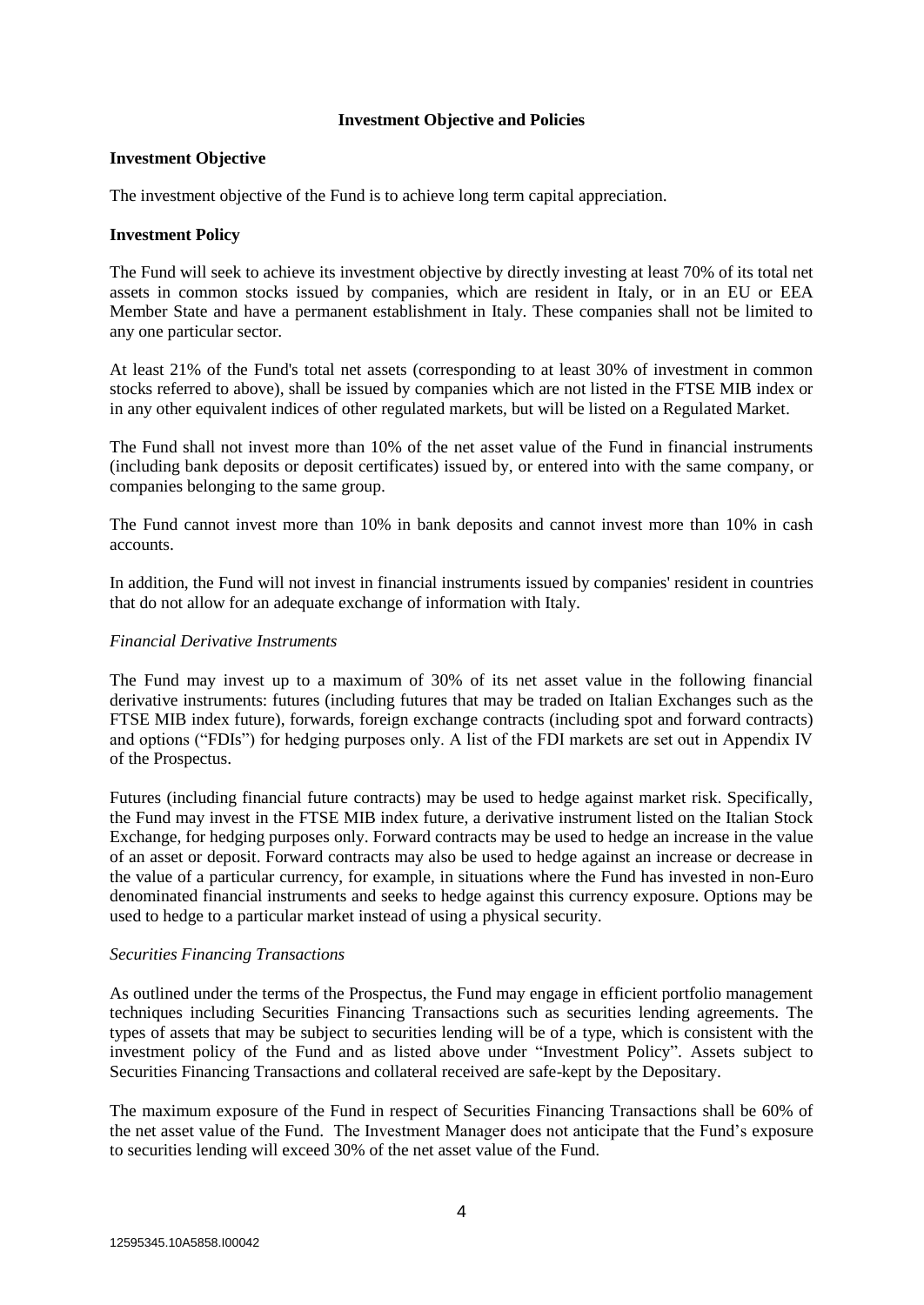## Investment Objective and Policies

### Investment Objective

The investment objective of the Fund is to achieve long term capital appreciation.

### Investment Policy

The Fund will seek to achieve its investment objective by directly investing at least 70% of its total net assets in common stocks issued by companies, which are resident in Italy, or in an EU or EEA Member State and have a permanent establishment in Italy. These companies shall not be limited to any one particular sector.

At least 21% of the Fund's total net assets (corresponding to at least 30% of investment in common stocks referred to above), shall be issued by companies which are not listed in the FTSE MIB index or in any other equivalent indices of other regulated markets, but will be listed on a Regulated Market.

The Fund shall not invest more than 10% of the net asset value of the Fund in financial instruments (including bank deposits or deposit certificates) issued by, or entered into with the same company, or companies belonging to the same group.

The Fund cannot invest more than 10% in bank deposits and cannot invest more than 10% in cash accounts.

In addition, the Fund will not invest in financial instruments issued by companies' resident in countries that do not allow for an adequate exchange of information with Italy.

*Financial Derivative Instruments*

The Fund may invest up to a maximum of 30% of its net asset value in the following financial derivative instruments: futures (including futures that may be traded on Italian Exchanges such as the FTSE MIB index future), forwards, foreign exchange contracts (including spot and forward contracts) and options ("FDIs") for hedging purposes only. A list of the FDI markets are set out in Appendix IV of the Prospectus.

Futures (including financial future contracts) may be used to hedge against market risk. Specifically, the Fund may invest in the FTSE MIB index future, a derivative instrument listed on the Italian Stock Exchange, for hedging purposes only. Forward contracts may be used to hedge an increase in the value of an asset or deposit. Forward contracts may also be used to hedge against an increase or decrease in the value of a particular currency, for example, in situations where the Fund has invested in non-Euro denominated financial instruments and seeks to hedge against this currency exposure. Options may be used to hedge to a particular market instead of using a physical security.

*Securities Financing Transactions*

As outlined under the terms of the Prospectus, the Fund may engage in efficient portfolio management techniques including Securities Financing Transactions such as securities lending agreements. The types of assets that may be subject to securities lending will be of a type, which is consistent with the investment policy of the Fund and as listed above under "Investment Policy". Assets subject to Securities Financing Transactions and collateral received are safe-kept by the Depositary.

The maximum exposure of the Fund in respect of Securities Financing Transactions shall be 60% of the net asset value of the Fund. The Investment Manager does not anticipate that the Fund's exposure to securities lending will exceed 30% of the net asset value of the Fund.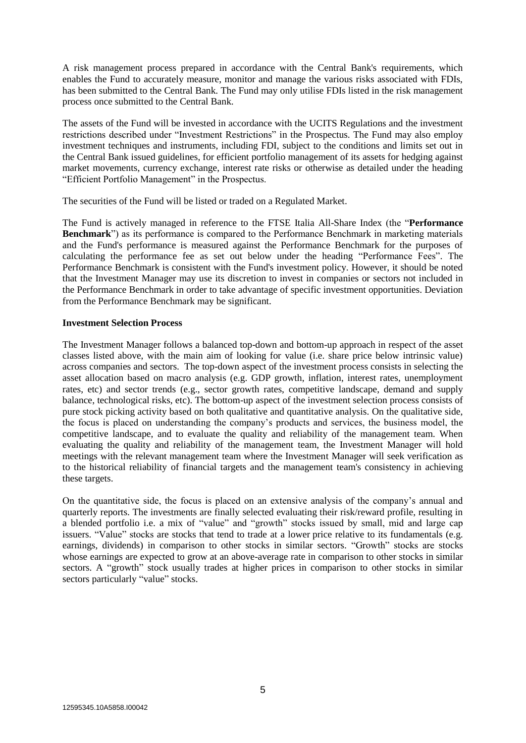A risk management process prepared in accordance with the Central Bank's requirements, which enables the Fund to accurately measure, monitor and manage the various risks associated with FDIs, has been submitted to the Central Bank. The Fund may only utilise FDIs listed in the risk management process once submitted to the Central Bank.

The assets of the Fund will be invested in accordance with the UCITS Regulations and the investment restrictions described under "Investment Restrictions" in the Prospectus. The Fund may also employ investment techniques and instruments, including FDI, subject to the conditions and limits set out in the Central Bank issued guidelines, for efficient portfolio management of its assets for hedging against market movements, currency exchange, interest rate risks or otherwise as detailed under the heading "Efficient Portfolio Management" in the Prospectus.

The securities of the Fund will be listed or traded on a Regulated Market.

The Fund is actively managed in reference to the FTSE Italia All-Share Index (the "**Performance Benchmark**") as its performance is compared to the Performance Benchmark in marketing materials and the Fund's performance is measured against the Performance Benchmark for the purposes of calculating the performance fee as set out below under the heading "Performance Fees". The Performance Benchmark is consistent with the Fund's investment policy. However, it should be noted that the Investment Manager may use its discretion to invest in companies or sectors not included in the Performance Benchmark in order to take advantage of specific investment opportunities. Deviation from the Performance Benchmark may be significant.

**Investment Selection Process**

The Investment Manager follows a balanced top-down and bottom-up approach in respect of the asset classes listed above, with the main aim of looking for value (i.e. share price below intrinsic value) across companies and sectors. The top-down aspect of the investment process consists in selecting the asset allocation based on macro analysis (e.g. GDP growth, inflation, interest rates, unemployment rates, etc) and sector trends (e.g., sector growth rates, competitive landscape, demand and supply balance, technological risks, etc). The bottom-up aspect of the investment selection process consists of pure stock picking activity based on both qualitative and quantitative analysis. On the qualitative side, the focus is placed on understanding the company's products and services, the business model, the competitive landscape, and to evaluate the quality and reliability of the management team. When evaluating the quality and reliability of the management team, the Investment Manager will hold meetings with the relevant management team where the Investment Manager will seek verification as to the historical reliability of financial targets and the management team's consistency in achieving these targets.

On the quantitative side, the focus is placed on an extensive analysis of the company's annual and quarterly reports. The investments are finally selected evaluating their risk/reward profile, resulting in a blended portfolio i.e. a mix of "value" and "growth" stocks issued by small, mid and large cap issuers. "Value" stocks are stocks that tend to trade at a lower price relative to its fundamentals (e.g. earnings, dividends) in comparison to other stocks in similar sectors. "Growth" stocks are stocks whose earnings are expected to grow at an above-average rate in comparison to other stocks in similar sectors. A "growth" stock usually trades at higher prices in comparison to other stocks in similar sectors particularly "value" stocks.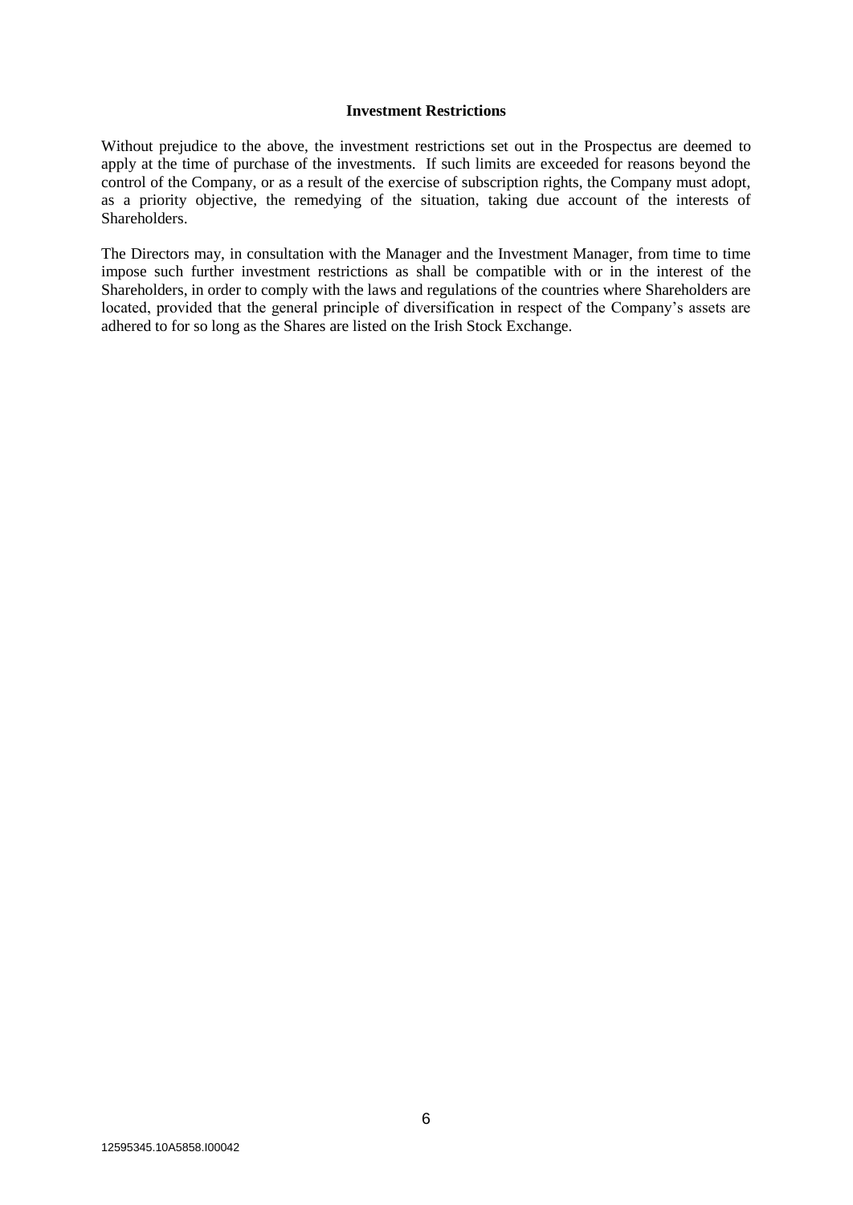## Investment Restrictions

Without prejudice to the above, the investment restrictions set out in the Prospectus are deemed to apply at the time of purchase of the investments. If such limits are exceeded for reasons beyond the control of the Company, or as a result of the exercise of subscription rights, the Company must adopt, as a priority objective, the remedying of the situation, taking due account of the interests of Shareholders.

The Directors may, in consultation with the Manager and the Investment Manager, from time to time impose such further investment restrictions as shall be compatible with or in the interest of the Shareholders, in order to comply with the laws and regulations of the countries where Shareholders are located, provided that the general principle of diversification in respect of the Company's assets are adhered to for so long as the Shares are listed on the Irish Stock Exchange.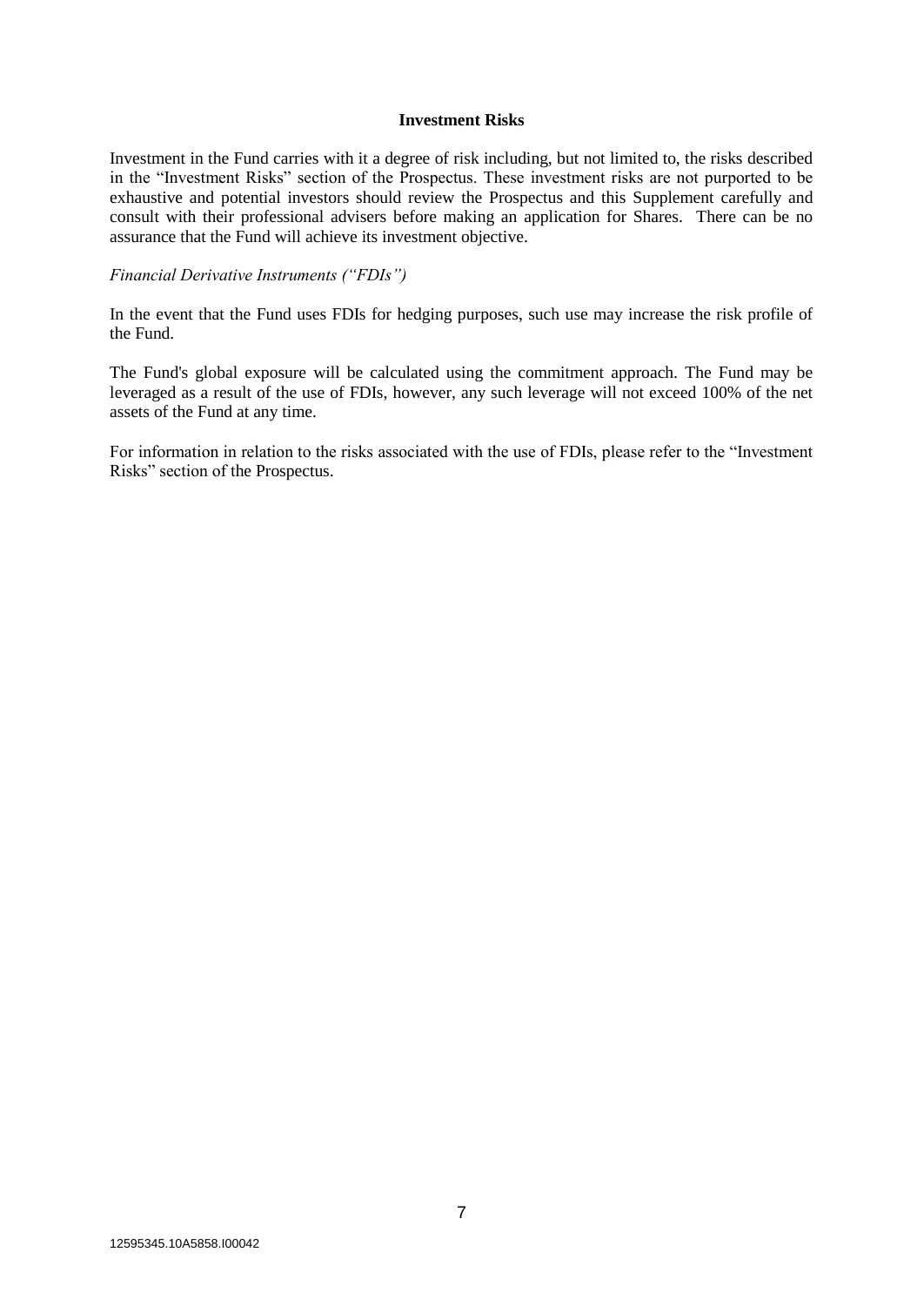**Investment Risks**

Investment in the Fund carries with it a degree of risk including, but not limited to, the risks described in the "Investment Risks" section of the Prospectus. These investment risks are not purported to be exhaustive and potential investors should review the Prospectus and this Supplement carefully and consult with their professional advisers before making an application for Shares. There can be no assurance that the Fund will achieve its investment objective.

*Financial Derivative Instruments ("FDIs")*

In the event that the Fund uses FDIs for hedging purposes, such use may increase the risk profile of the Fund.

The Fund's global exposure will be calculated using the commitment approach. The Fund may be leveraged as a result of the use of FDIs, however, any such leverage will not exceed 100% of the net assets of the Fund at any time.

For information in relation to the risks associated with the use of FDIs, please refer to the "Investment Risks" section of the Prospectus.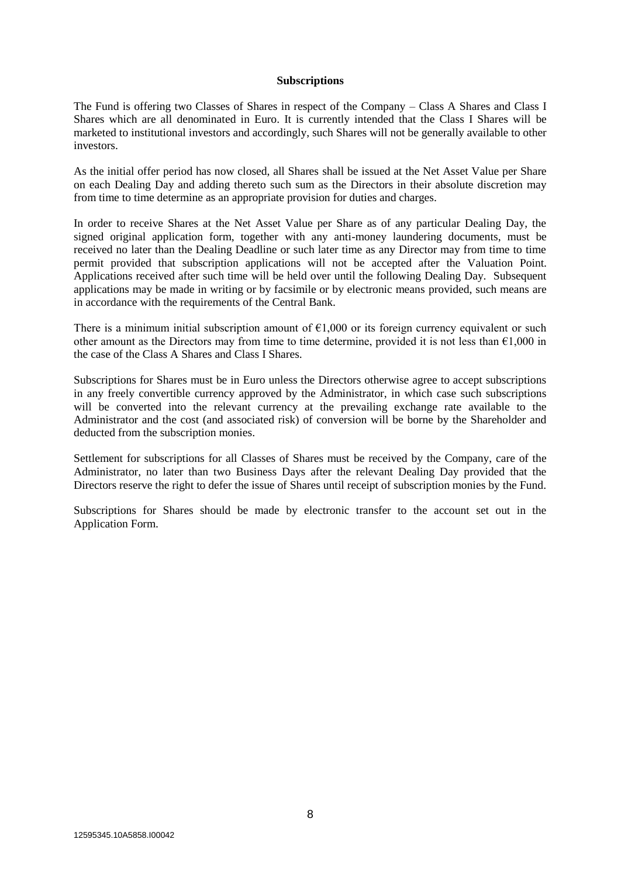## Subscriptions

The Fund is offering two Classes of Shares in respect of the Company – Class A Shares and Class I Shares which are all denominated in Euro. It is currently intended that the Class I Shares will be marketed to institutional investors and accordingly, such Shares will not be generally available to other investors.

As the initial offer period has now closed, all Shares shall be issued at the Net Asset Value per Share on each Dealing Day and adding thereto such sum as the Directors in their absolute discretion may from time to time determine as an appropriate provision for duties and charges.

In order to receive Shares at the Net Asset Value per Share as of any particular Dealing Day, the signed original application form, together with any anti-money laundering documents, must be received no later than the Dealing Deadline or such later time as any Director may from time to time permit provided that subscription applications will not be accepted after the Valuation Point. Applications received after such time will be held over until the following Dealing Day. Subsequent applications may be made in writing or by facsimile or by electronic means provided, such means are in accordance with the requirements of the Central Bank.

There is a minimum initial subscription amount of €1,000 or its foreign currency equivalent or such other amount as the Directors may from time to time determine, provided it is not less than €1,000 in the case of the Class A Shares and Class I Shares.

Subscriptions for Shares must be in Euro unless the Directors otherwise agree to accept subscriptions in any freely convertible currency approved by the Administrator, in which case such subscriptions will be converted into the relevant currency at the prevailing exchange rate available to the Administrator and the cost (and associated risk) of conversion will be borne by the Shareholder and deducted from the subscription monies.

Settlement for subscriptions for all Classes of Shares must be received by the Company, care of the Administrator, no later than two Business Days after the relevant Dealing Day provided that the Directors reserve the right to defer the issue of Shares until receipt of subscription monies by the Fund.

Subscriptions for Shares should be made by electronic transfer to the account set out in the Application Form.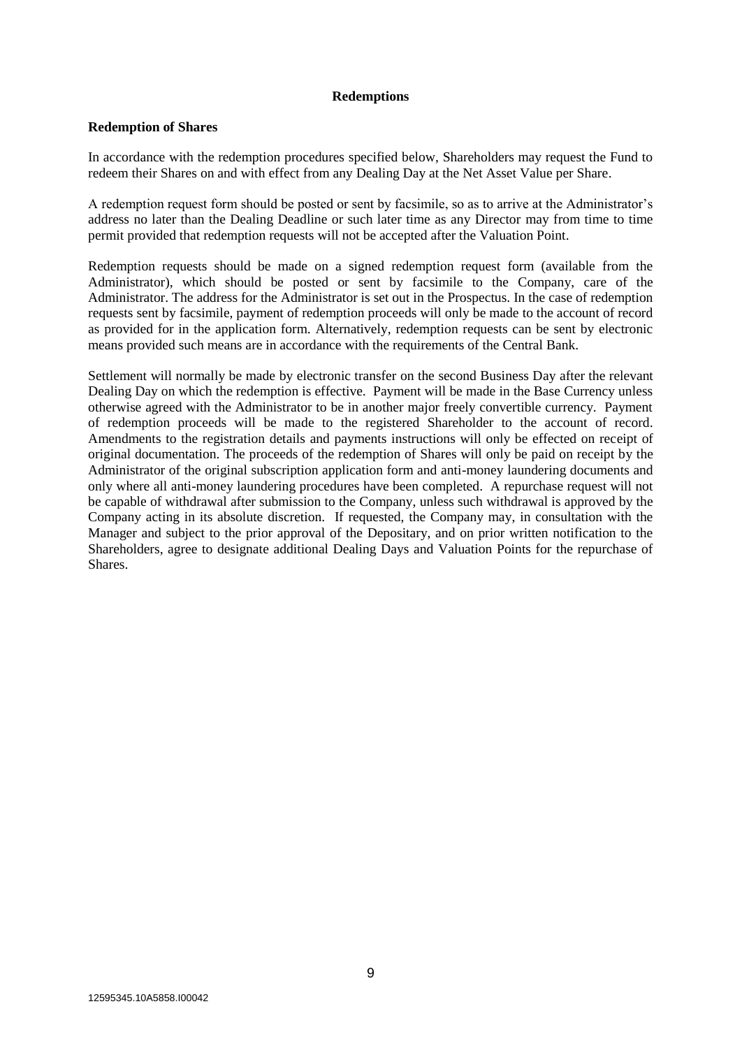## Redemptions

### Redemption of Shares

In accordance with the redemption procedures specified below, Shareholders may request the Fund to redeem their Shares on and with effect from any Dealing Day at the Net Asset Value per Share.

A redemption request form should be posted or sent by facsimile, so as to arrive at the Administrator's address no later than the Dealing Deadline or such later time as any Director may from time to time permit provided that redemption requests will not be accepted after the Valuation Point.

Redemption requests should be made on a signed redemption request form (available from the Administrator), which should be posted or sent by facsimile to the Company, care of the Administrator. The address for the Administrator is set out in the Prospectus. In the case of redemption requests sent by facsimile, payment of redemption proceeds will only be made to the account of record as provided for in the application form. Alternatively, redemption requests can be sent by electronic means provided such means are in accordance with the requirements of the Central Bank.

Settlement will normally be made by electronic transfer on the second Business Day after the relevant Dealing Day on which the redemption is effective. Payment will be made in the Base Currency unless otherwise agreed with the Administrator to be in another major freely convertible currency. Payment of redemption proceeds will be made to the registered Shareholder to the account of record. Amendments to the registration details and payments instructions will only be effected on receipt of original documentation. The proceeds of the redemption of Shares will only be paid on receipt by the Administrator of the original subscription application form and anti-money laundering documents and only where all anti-money laundering procedures have been completed. A repurchase request will not be capable of withdrawal after submission to the Company, unless such withdrawal is approved by the Company acting in its absolute discretion. If requested, the Company may, in consultation with the Manager and subject to the prior approval of the Depositary, and on prior written notification to the Shareholders, agree to designate additional Dealing Days and Valuation Points for the repurchase of Shares.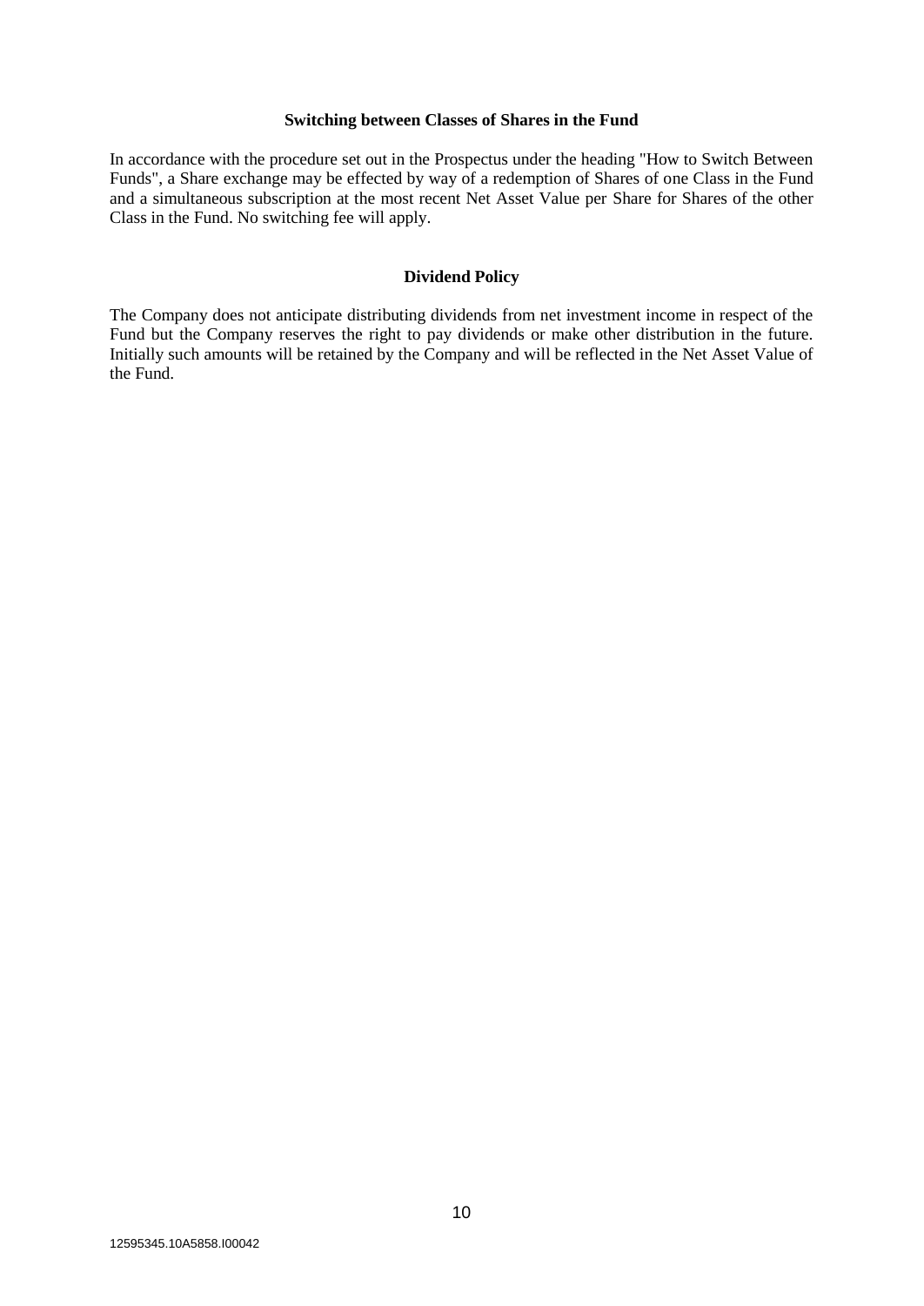### Switching between Classes of Shares in the Fund

In accordance with the procedure set out in the Prospectus under the heading "How to Switch Between Funds", a Share exchange may be effected by way of a redemption of Shares of one Class in the Fund and a simultaneous subscription at the most recent Net Asset Value per Share for Shares of the other Class in the Fund. No switching fee will apply.

### Dividend Policy

The Company does not anticipate distributing dividends from net investment income in respect of the Fund but the Company reserves the right to pay dividends or make other distribution in the future. Initially such amounts will be retained by the Company and will be reflected in the Net Asset Value of the Fund.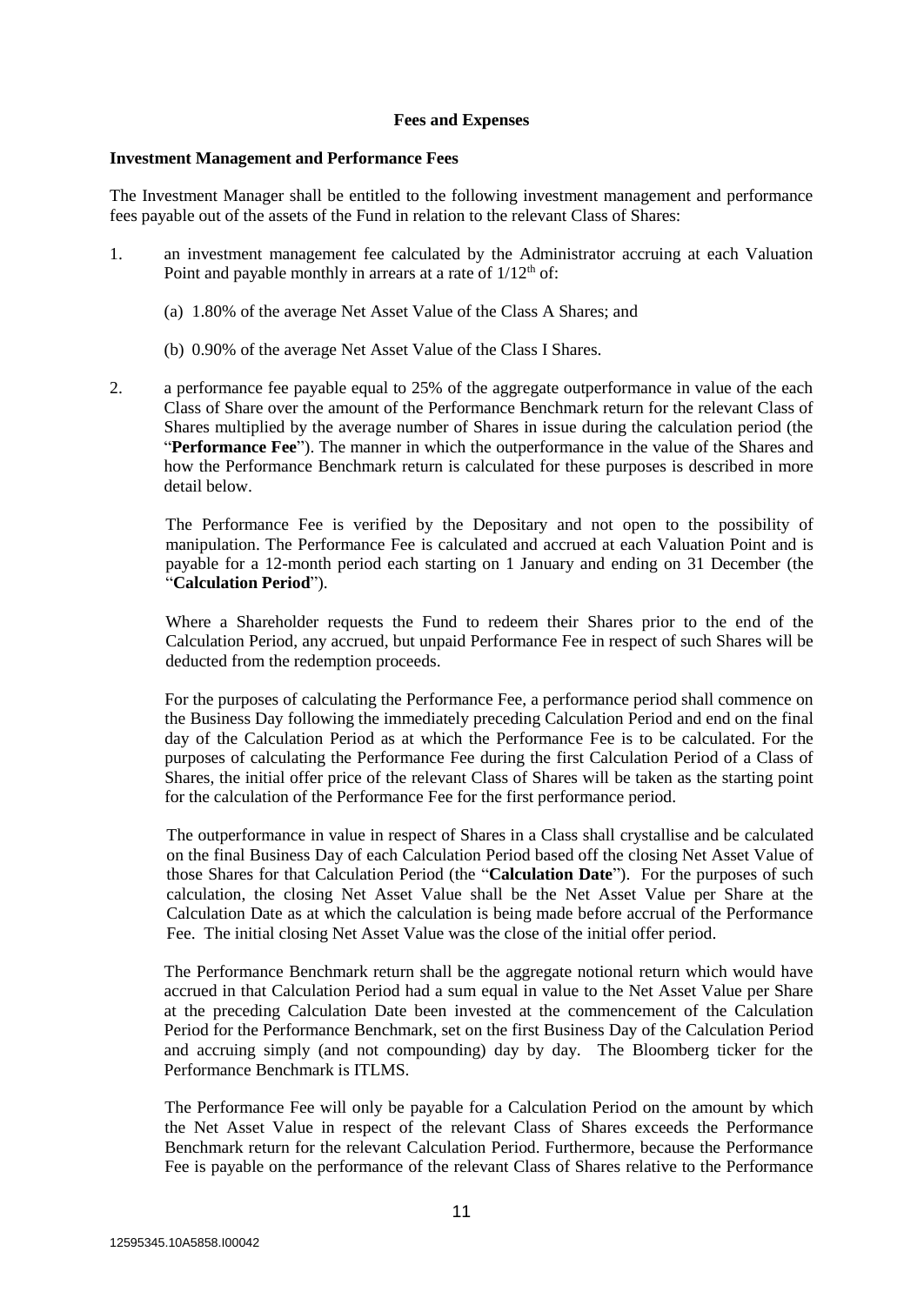## Fees and Expenses

**Investment Management and Performance Fees**

The Investment Manager shall be entitled to the following investment management and performance fees payable out of the assets of the Fund in relation to the relevant Class of Shares:

1. an investment management fee calculated by the Administrator accruing at each Valuation Point and payable monthly in arrears at a rate of $1/12^{th}$ of:

   (a) 1.80% of the average Net Asset Value of the Class A Shares; and

   (b) 0.90% of the average Net Asset Value of the Class I Shares.

2. a performance fee payable equal to 25% of the aggregate outperformance in value of the each Class of Share over the amount of the Performance Benchmark return for the relevant Class of Shares multiplied by the average number of Shares in issue during the calculation period (the "**Performance Fee**"). The manner in which the outperformance in the value of the Shares and how the Performance Benchmark return is calculated for these purposes is described in more detail below.

   The Performance Fee is verified by the Depositary and not open to the possibility of manipulation. The Performance Fee is calculated and accrued at each Valuation Point and is payable for a 12-month period each starting on 1 January and ending on 31 December (the "**Calculation Period**").

   Where a Shareholder requests the Fund to redeem their Shares prior to the end of the Calculation Period, any accrued, but unpaid Performance Fee in respect of such Shares will be deducted from the redemption proceeds.

   For the purposes of calculating the Performance Fee, a performance period shall commence on the Business Day following the immediately preceding Calculation Period and end on the final day of the Calculation Period as at which the Performance Fee is to be calculated. For the purposes of calculating the Performance Fee during the first Calculation Period of a Class of Shares, the initial offer price of the relevant Class of Shares will be taken as the starting point for the calculation of the Performance Fee for the first performance period.

   The outperformance in value in respect of Shares in a Class shall crystallise and be calculated on the final Business Day of each Calculation Period based off the closing Net Asset Value of those Shares for that Calculation Period (the "**Calculation Date**"). For the purposes of such calculation, the closing Net Asset Value shall be the Net Asset Value per Share at the Calculation Date as at which the calculation is being made before accrual of the Performance Fee. The initial closing Net Asset Value was the close of the initial offer period.

   The Performance Benchmark return shall be the aggregate notional return which would have accrued in that Calculation Period had a sum equal in value to the Net Asset Value per Share at the preceding Calculation Date been invested at the commencement of the Calculation Period for the Performance Benchmark, set on the first Business Day of the Calculation Period and accruing simply (and not compounding) day by day. The Bloomberg ticker for the Performance Benchmark is ITLMS.

   The Performance Fee will only be payable for a Calculation Period on the amount by which the Net Asset Value in respect of the relevant Class of Shares exceeds the Performance Benchmark return for the relevant Calculation Period. Furthermore, because the Performance Fee is payable on the performance of the relevant Class of Shares relative to the Performance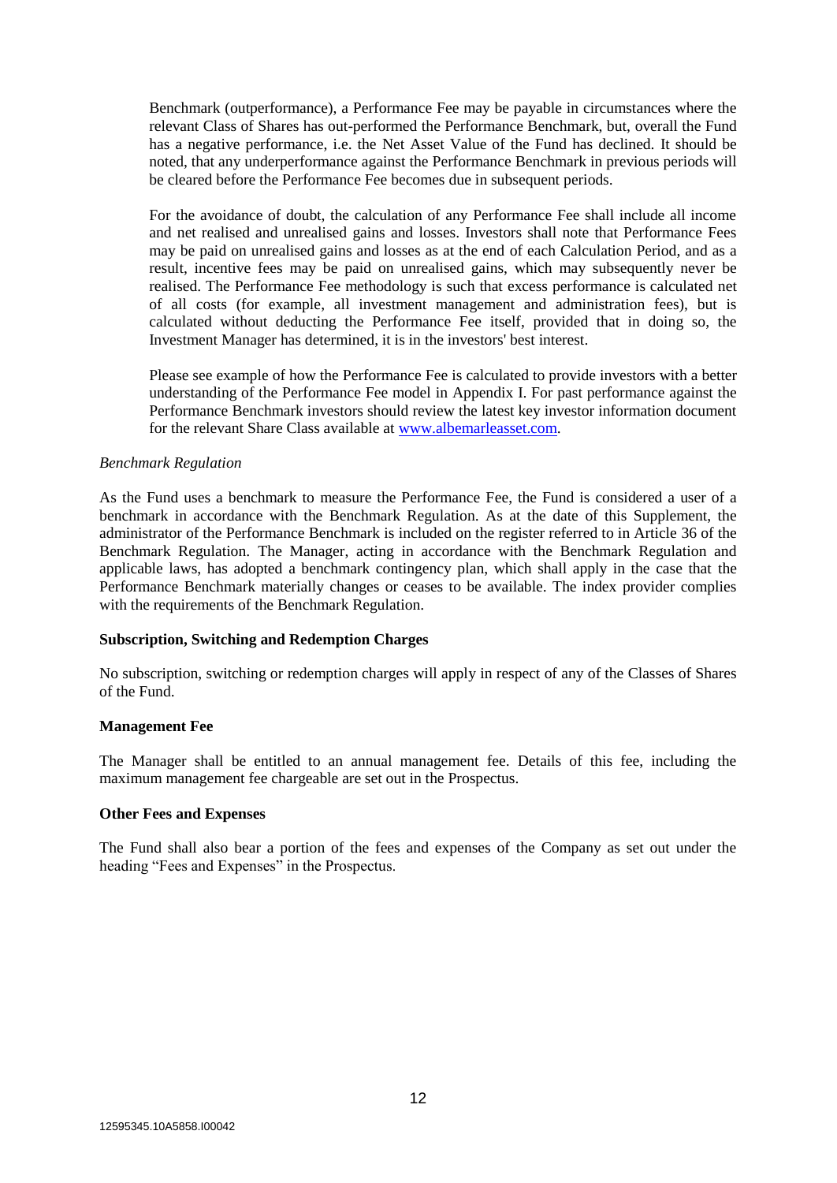Benchmark (outperformance), a Performance Fee may be payable in circumstances where the relevant Class of Shares has out-performed the Performance Benchmark, but, overall the Fund has a negative performance, i.e. the Net Asset Value of the Fund has declined. It should be noted, that any underperformance against the Performance Benchmark in previous periods will be cleared before the Performance Fee becomes due in subsequent periods.

For the avoidance of doubt, the calculation of any Performance Fee shall include all income and net realised and unrealised gains and losses. Investors shall note that Performance Fees may be paid on unrealised gains and losses as at the end of each Calculation Period, and as a result, incentive fees may be paid on unrealised gains, which may subsequently never be realised. The Performance Fee methodology is such that excess performance is calculated net of all costs (for example, all investment management and administration fees), but is calculated without deducting the Performance Fee itself, provided that in doing so, the Investment Manager has determined, it is in the investors' best interest.

Please see example of how the Performance Fee is calculated to provide investors with a better understanding of the Performance Fee model in Appendix I. For past performance against the Performance Benchmark investors should review the latest key investor information document for the relevant Share Class available at www.albemarleasset.com.

*Benchmark Regulation*

As the Fund uses a benchmark to measure the Performance Fee, the Fund is considered a user of a benchmark in accordance with the Benchmark Regulation. As at the date of this Supplement, the administrator of the Performance Benchmark is included on the register referred to in Article 36 of the Benchmark Regulation. The Manager, acting in accordance with the Benchmark Regulation and applicable laws, has adopted a benchmark contingency plan, which shall apply in the case that the Performance Benchmark materially changes or ceases to be available. The index provider complies with the requirements of the Benchmark Regulation.

**Subscription, Switching and Redemption Charges**

No subscription, switching or redemption charges will apply in respect of any of the Classes of Shares of the Fund.

**Management Fee**

The Manager shall be entitled to an annual management fee. Details of this fee, including the maximum management fee chargeable are set out in the Prospectus.

**Other Fees and Expenses**

The Fund shall also bear a portion of the fees and expenses of the Company as set out under the heading "Fees and Expenses" in the Prospectus.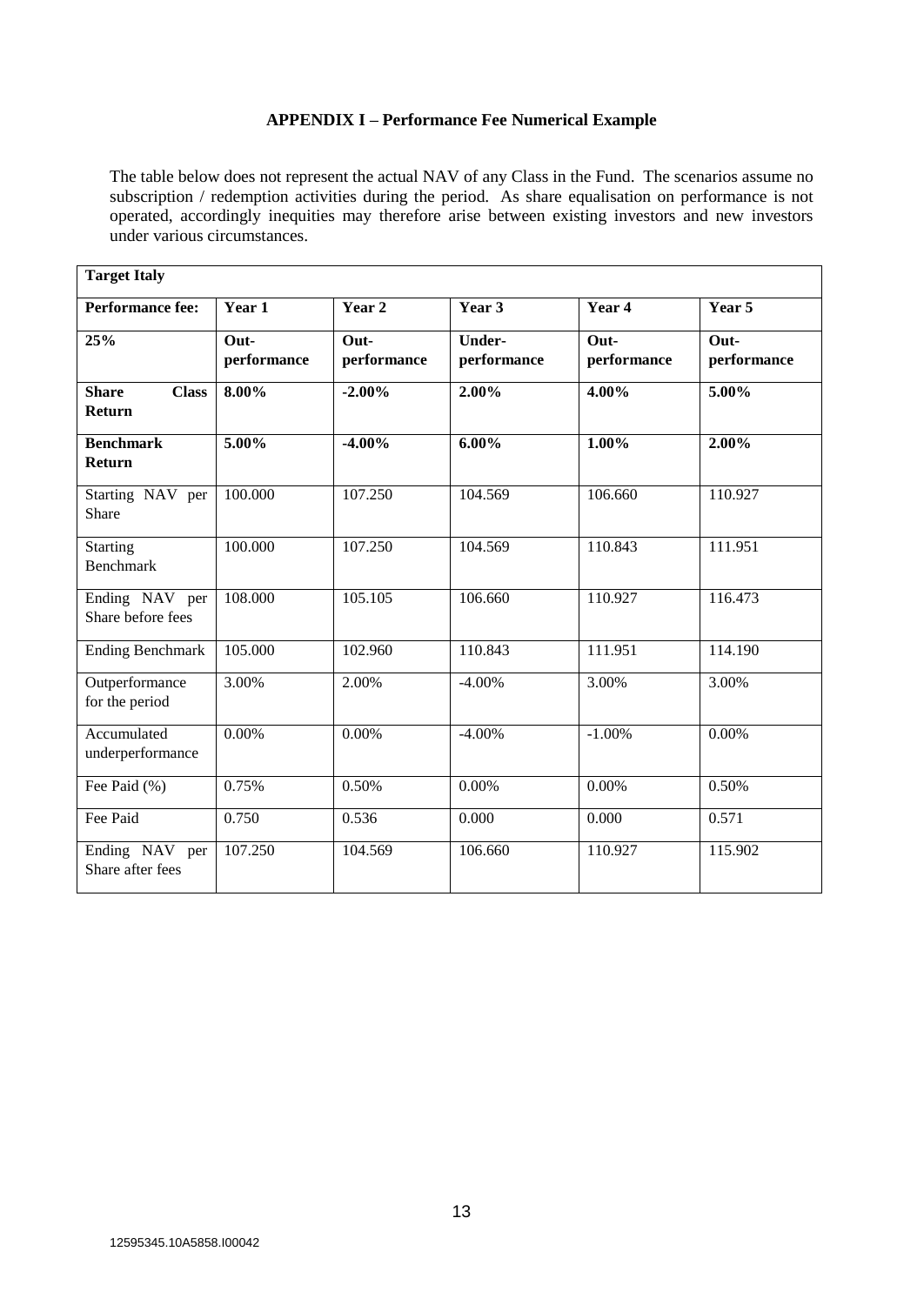**APPENDIX I – Performance Fee Numerical Example**

The table below does not represent the actual NAV of any Class in the Fund. The scenarios assume no subscription / redemption activities during the period. As share equalisation on performance is not operated, accordingly inequities may therefore arise between existing investors and new investors under various circumstances.

| **Target Italy** | | | | | |
|---|---|---|---|---|---|
| **Performance fee:** | **Year 1** | **Year 2** | **Year 3** | **Year 4** | **Year 5** |
| **25%** | **Out-performance** | **Out-performance** | **Under-performance** | **Out-performance** | **Out-performance** |
| **Share Class Return** | **8.00%** | **-2.00%** | **2.00%** | **4.00%** | **5.00%** |
| **Benchmark Return** | **5.00%** | **-4.00%** | **6.00%** | **1.00%** | **2.00%** |
| Starting NAV per Share | 100.000 | 107.250 | 104.569 | 106.660 | 110.927 |
| Starting Benchmark | 100.000 | 107.250 | 104.569 | 110.843 | 111.951 |
| Ending NAV per Share before fees | 108.000 | 105.105 | 106.660 | 110.927 | 116.473 |
| Ending Benchmark | 105.000 | 102.960 | 110.843 | 111.951 | 114.190 |
| Outperformance for the period | 3.00% | 2.00% | -4.00% | 3.00% | 3.00% |
| Accumulated underperformance | 0.00% | 0.00% | -4.00% | -1.00% | 0.00% |
| Fee Paid (%) | 0.75% | 0.50% | 0.00% | 0.00% | 0.50% |
| Fee Paid | 0.750 | 0.536 | 0.000 | 0.000 | 0.571 |
| Ending NAV per Share after fees | 107.250 | 104.569 | 106.660 | 110.927 | 115.902 |

12595345.10A5858.I00042